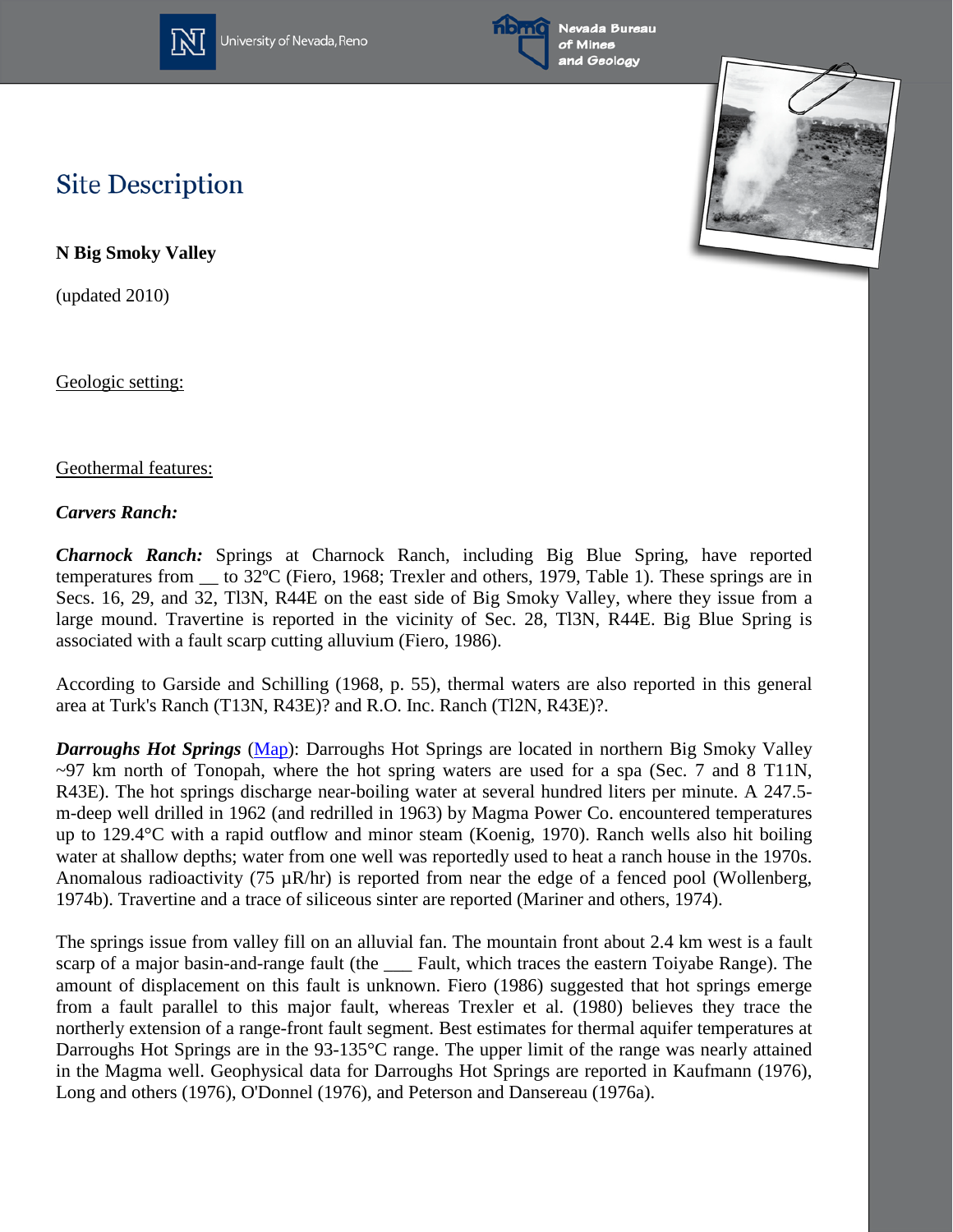# Site Description

**N Big Smoky Valley**

(updated 2010)

Geologic setting:

Geothermal features:

***Carvers Ranch:***

***Charnock Ranch:*** Springs at Charnock Ranch, including Big Blue Spring, have reported temperatures from __ to 32ºC (Fiero, 1968; Trexler and others, 1979, Table 1). These springs are in Secs. 16, 29, and 32, Tl3N, R44E on the east side of Big Smoky Valley, where they issue from a large mound. Travertine is reported in the vicinity of Sec. 28, Tl3N, R44E. Big Blue Spring is associated with a fault scarp cutting alluvium (Fiero, 1986).

According to Garside and Schilling (1968, p. 55), thermal waters are also reported in this general area at Turk's Ranch (T13N, R43E)? and R.O. Inc. Ranch (Tl2N, R43E)?.

***Darroughs Hot Springs*** (Map): Darroughs Hot Springs are located in northern Big Smoky Valley ~97 km north of Tonopah, where the hot spring waters are used for a spa (Sec. 7 and 8 T11N, R43E). The hot springs discharge near-boiling water at several hundred liters per minute. A 247.5-m-deep well drilled in 1962 (and redrilled in 1963) by Magma Power Co. encountered temperatures up to 129.4°C with a rapid outflow and minor steam (Koenig, 1970). Ranch wells also hit boiling water at shallow depths; water from one well was reportedly used to heat a ranch house in the 1970s. Anomalous radioactivity (75 µR/hr) is reported from near the edge of a fenced pool (Wollenberg, 1974b). Travertine and a trace of siliceous sinter are reported (Mariner and others, 1974).

The springs issue from valley fill on an alluvial fan. The mountain front about 2.4 km west is a fault scarp of a major basin-and-range fault (the ___ Fault, which traces the eastern Toiyabe Range). The amount of displacement on this fault is unknown. Fiero (1986) suggested that hot springs emerge from a fault parallel to this major fault, whereas Trexler et al. (1980) believes they trace the northerly extension of a range-front fault segment. Best estimates for thermal aquifer temperatures at Darroughs Hot Springs are in the 93-135°C range. The upper limit of the range was nearly attained in the Magma well. Geophysical data for Darroughs Hot Springs are reported in Kaufmann (1976), Long and others (1976), O'Donnel (1976), and Peterson and Dansereau (1976a).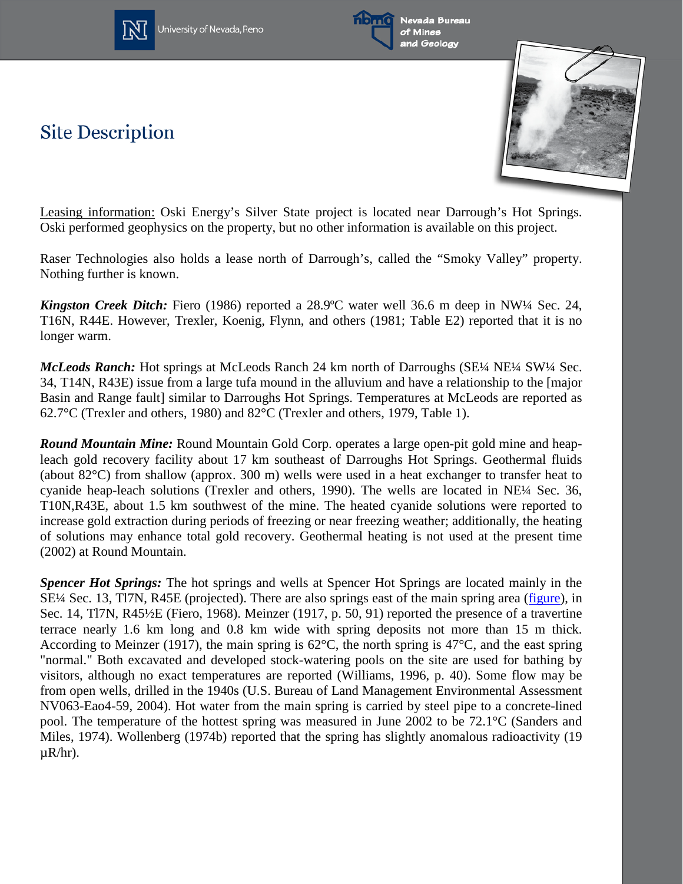## Site Description

Leasing information: Oski Energy's Silver State project is located near Darrough's Hot Springs. Oski performed geophysics on the property, but no other information is available on this project.

Raser Technologies also holds a lease north of Darrough's, called the "Smoky Valley" property. Nothing further is known.

***Kingston Creek Ditch:*** Fiero (1986) reported a 28.9ºC water well 36.6 m deep in NW¼ Sec. 24, T16N, R44E. However, Trexler, Koenig, Flynn, and others (1981; Table E2) reported that it is no longer warm.

***McLeods Ranch:*** Hot springs at McLeods Ranch 24 km north of Darroughs (SE¼ NE¼ SW¼ Sec. 34, T14N, R43E) issue from a large tufa mound in the alluvium and have a relationship to the [major Basin and Range fault] similar to Darroughs Hot Springs. Temperatures at McLeods are reported as 62.7°C (Trexler and others, 1980) and 82°C (Trexler and others, 1979, Table 1).

***Round Mountain Mine:*** Round Mountain Gold Corp. operates a large open-pit gold mine and heap-leach gold recovery facility about 17 km southeast of Darroughs Hot Springs. Geothermal fluids (about 82°C) from shallow (approx. 300 m) wells were used in a heat exchanger to transfer heat to cyanide heap-leach solutions (Trexler and others, 1990). The wells are located in NE¼ Sec. 36, T10N,R43E, about 1.5 km southwest of the mine. The heated cyanide solutions were reported to increase gold extraction during periods of freezing or near freezing weather; additionally, the heating of solutions may enhance total gold recovery. Geothermal heating is not used at the present time (2002) at Round Mountain.

***Spencer Hot Springs:*** The hot springs and wells at Spencer Hot Springs are located mainly in the SE¼ Sec. 13, Tl7N, R45E (projected). There are also springs east of the main spring area (figure), in Sec. 14, Tl7N, R45½E (Fiero, 1968). Meinzer (1917, p. 50, 91) reported the presence of a travertine terrace nearly 1.6 km long and 0.8 km wide with spring deposits not more than 15 m thick. According to Meinzer (1917), the main spring is 62°C, the north spring is 47°C, and the east spring "normal." Both excavated and developed stock-watering pools on the site are used for bathing by visitors, although no exact temperatures are reported (Williams, 1996, p. 40). Some flow may be from open wells, drilled in the 1940s (U.S. Bureau of Land Management Environmental Assessment NV063-Eao4-59, 2004). Hot water from the main spring is carried by steel pipe to a concrete-lined pool. The temperature of the hottest spring was measured in June 2002 to be 72.1°C (Sanders and Miles, 1974). Wollenberg (1974b) reported that the spring has slightly anomalous radioactivity (19 µR/hr).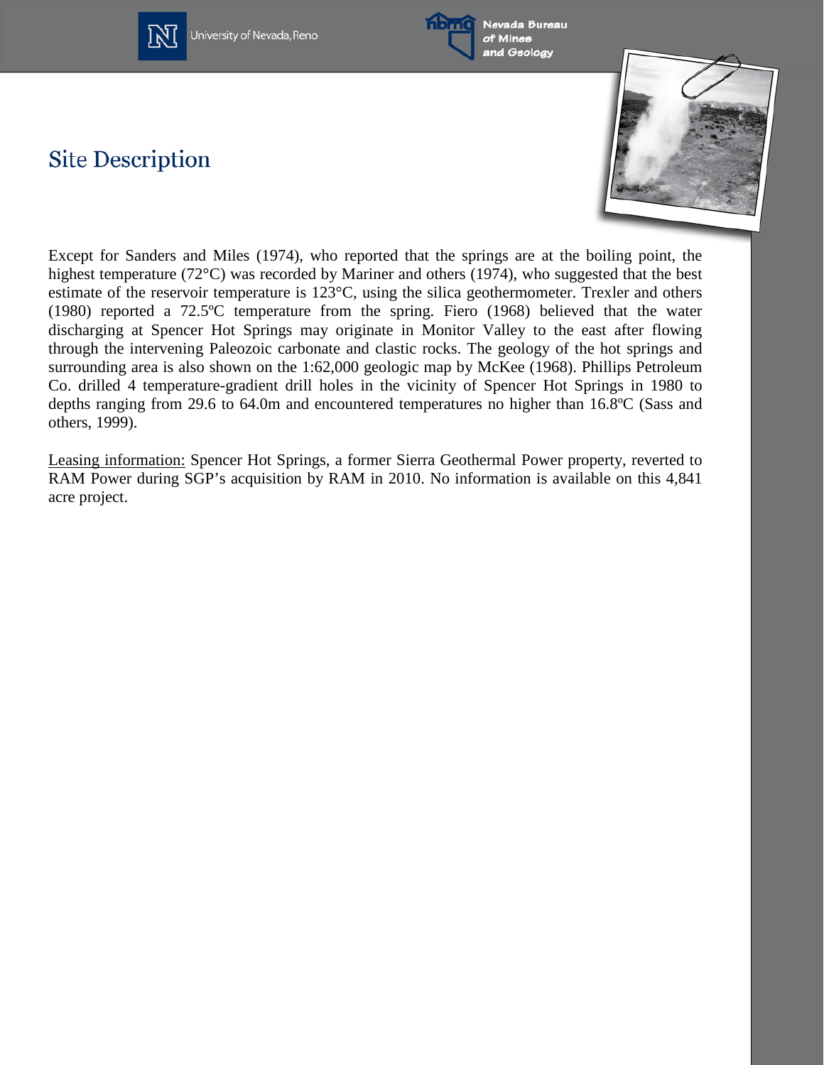## Site Description

Except for Sanders and Miles (1974), who reported that the springs are at the boiling point, the highest temperature (72°C) was recorded by Mariner and others (1974), who suggested that the best estimate of the reservoir temperature is 123°C, using the silica geothermometer. Trexler and others (1980) reported a 72.5ºC temperature from the spring. Fiero (1968) believed that the water discharging at Spencer Hot Springs may originate in Monitor Valley to the east after flowing through the intervening Paleozoic carbonate and clastic rocks. The geology of the hot springs and surrounding area is also shown on the 1:62,000 geologic map by McKee (1968). Phillips Petroleum Co. drilled 4 temperature-gradient drill holes in the vicinity of Spencer Hot Springs in 1980 to depths ranging from 29.6 to 64.0m and encountered temperatures no higher than 16.8ºC (Sass and others, 1999).

<u>Leasing information:</u> Spencer Hot Springs, a former Sierra Geothermal Power property, reverted to RAM Power during SGP's acquisition by RAM in 2010. No information is available on this 4,841 acre project.